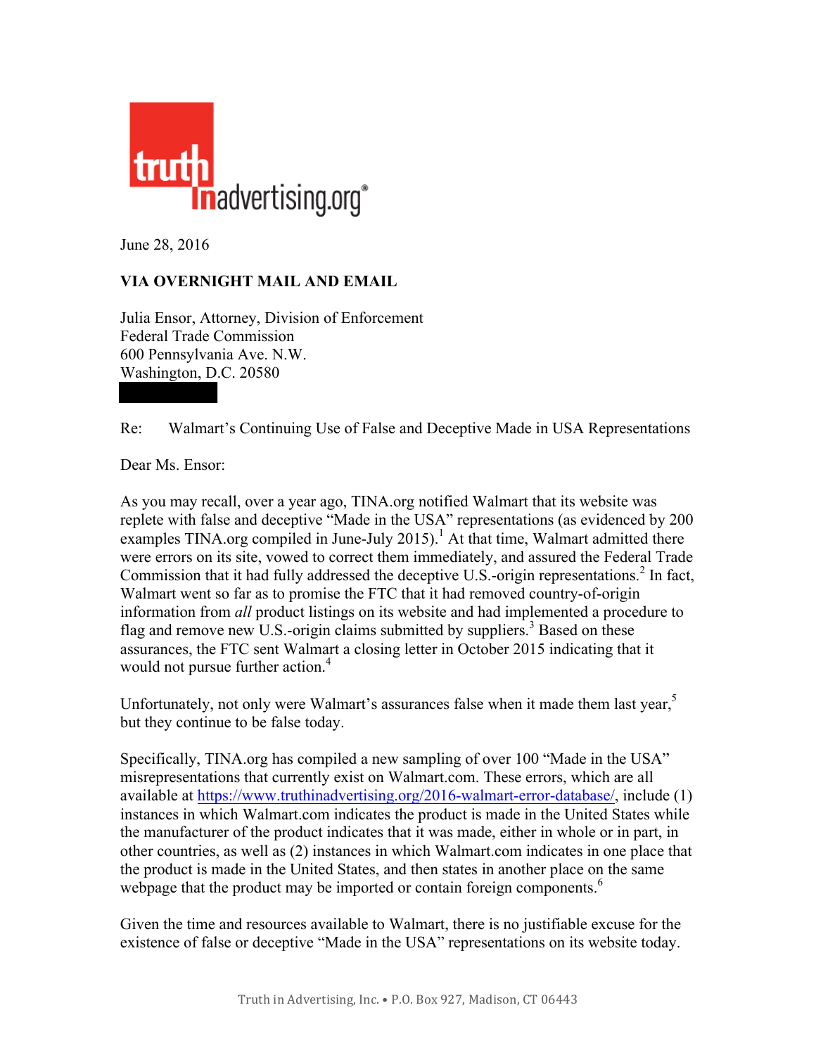truth in advertising.org®

June 28, 2016

**VIA OVERNIGHT MAIL AND EMAIL**

Julia Ensor, Attorney, Division of Enforcement
Federal Trade Commission
600 Pennsylvania Ave. N.W.
Washington, D.C. 20580

Re: Walmart's Continuing Use of False and Deceptive Made in USA Representations

Dear Ms. Ensor:

As you may recall, over a year ago, TINA.org notified Walmart that its website was replete with false and deceptive "Made in the USA" representations (as evidenced by 200 examples TINA.org compiled in June-July 2015).[1] At that time, Walmart admitted there were errors on its site, vowed to correct them immediately, and assured the Federal Trade Commission that it had fully addressed the deceptive U.S.-origin representations.[2] In fact, Walmart went so far as to promise the FTC that it had removed country-of-origin information from *all* product listings on its website and had implemented a procedure to flag and remove new U.S.-origin claims submitted by suppliers.[3] Based on these assurances, the FTC sent Walmart a closing letter in October 2015 indicating that it would not pursue further action.[4]

Unfortunately, not only were Walmart's assurances false when it made them last year,[5] but they continue to be false today.

Specifically, TINA.org has compiled a new sampling of over 100 "Made in the USA" misrepresentations that currently exist on Walmart.com. These errors, which are all available at https://www.truthinadvertising.org/2016-walmart-error-database/, include (1) instances in which Walmart.com indicates the product is made in the United States while the manufacturer of the product indicates that it was made, either in whole or in part, in other countries, as well as (2) instances in which Walmart.com indicates in one place that the product is made in the United States, and then states in another place on the same webpage that the product may be imported or contain foreign components.[6]

Given the time and resources available to Walmart, there is no justifiable excuse for the existence of false or deceptive "Made in the USA" representations on its website today.

Truth in Advertising, Inc. • P.O. Box 927, Madison, CT 06443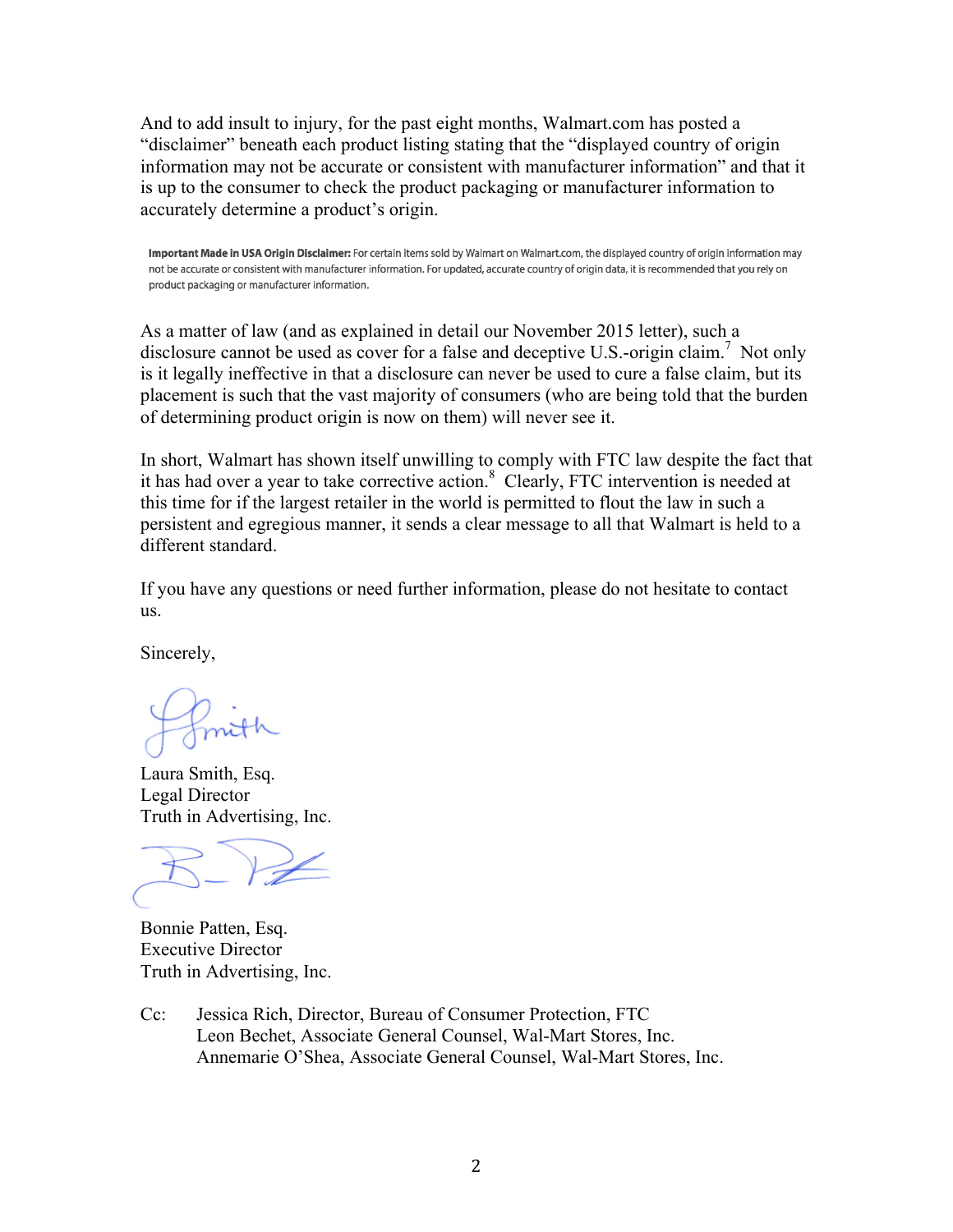And to add insult to injury, for the past eight months, Walmart.com has posted a "disclaimer" beneath each product listing stating that the "displayed country of origin information may not be accurate or consistent with manufacturer information" and that it is up to the consumer to check the product packaging or manufacturer information to accurately determine a product's origin.

> **Important Made in USA Origin Disclaimer:** For certain items sold by Walmart on Walmart.com, the displayed country of origin information may not be accurate or consistent with manufacturer information. For updated, accurate country of origin data, it is recommended that you rely on product packaging or manufacturer information.

As a matter of law (and as explained in detail our November 2015 letter), such a disclosure cannot be used as cover for a false and deceptive U.S.-origin claim.[7] Not only is it legally ineffective in that a disclosure can never be used to cure a false claim, but its placement is such that the vast majority of consumers (who are being told that the burden of determining product origin is now on them) will never see it.

In short, Walmart has shown itself unwilling to comply with FTC law despite the fact that it has had over a year to take corrective action.[8] Clearly, FTC intervention is needed at this time for if the largest retailer in the world is permitted to flout the law in such a persistent and egregious manner, it sends a clear message to all that Walmart is held to a different standard.

If you have any questions or need further information, please do not hesitate to contact us.

Sincerely,

Laura Smith, Esq.
Legal Director
Truth in Advertising, Inc.

Bonnie Patten, Esq.
Executive Director
Truth in Advertising, Inc.

Cc: Jessica Rich, Director, Bureau of Consumer Protection, FTC
Leon Bechet, Associate General Counsel, Wal-Mart Stores, Inc.
Annemarie O'Shea, Associate General Counsel, Wal-Mart Stores, Inc.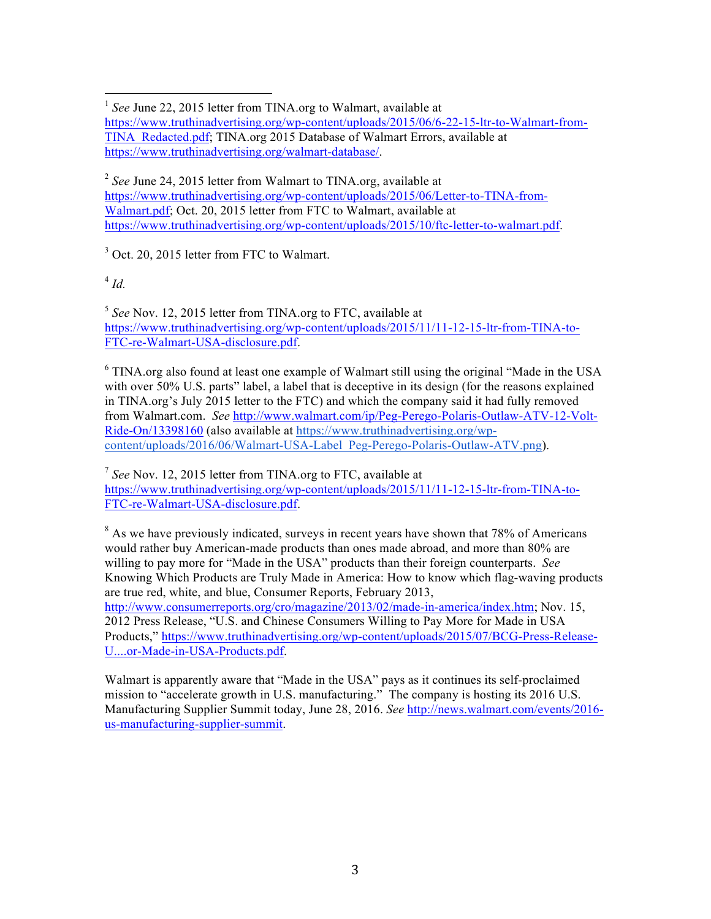[1] *See* June 22, 2015 letter from TINA.org to Walmart, available at https://www.truthinadvertising.org/wp-content/uploads/2015/06/6-22-15-ltr-to-Walmart-from-TINA_Redacted.pdf; TINA.org 2015 Database of Walmart Errors, available at https://www.truthinadvertising.org/walmart-database/.

[2] *See* June 24, 2015 letter from Walmart to TINA.org, available at https://www.truthinadvertising.org/wp-content/uploads/2015/06/Letter-to-TINA-from-Walmart.pdf; Oct. 20, 2015 letter from FTC to Walmart, available at https://www.truthinadvertising.org/wp-content/uploads/2015/10/ftc-letter-to-walmart.pdf.

[3] Oct. 20, 2015 letter from FTC to Walmart.

[4] *Id.*

[5] *See* Nov. 12, 2015 letter from TINA.org to FTC, available at https://www.truthinadvertising.org/wp-content/uploads/2015/11/11-12-15-ltr-from-TINA-to-FTC-re-Walmart-USA-disclosure.pdf.

[6] TINA.org also found at least one example of Walmart still using the original "Made in the USA with over 50% U.S. parts" label, a label that is deceptive in its design (for the reasons explained in TINA.org's July 2015 letter to the FTC) and which the company said it had fully removed from Walmart.com. *See* http://www.walmart.com/ip/Peg-Perego-Polaris-Outlaw-ATV-12-Volt-Ride-On/13398160 (also available at https://www.truthinadvertising.org/wp-content/uploads/2016/06/Walmart-USA-Label_Peg-Perego-Polaris-Outlaw-ATV.png).

[7] *See* Nov. 12, 2015 letter from TINA.org to FTC, available at https://www.truthinadvertising.org/wp-content/uploads/2015/11/11-12-15-ltr-from-TINA-to-FTC-re-Walmart-USA-disclosure.pdf.

[8] As we have previously indicated, surveys in recent years have shown that 78% of Americans would rather buy American-made products than ones made abroad, and more than 80% are willing to pay more for "Made in the USA" products than their foreign counterparts. *See* Knowing Which Products are Truly Made in America: How to know which flag-waving products are true red, white, and blue, Consumer Reports, February 2013, http://www.consumerreports.org/cro/magazine/2013/02/made-in-america/index.htm; Nov. 15, 2012 Press Release, "U.S. and Chinese Consumers Willing to Pay More for Made in USA Products," https://www.truthinadvertising.org/wp-content/uploads/2015/07/BCG-Press-Release-U....or-Made-in-USA-Products.pdf.

Walmart is apparently aware that "Made in the USA" pays as it continues its self-proclaimed mission to "accelerate growth in U.S. manufacturing." The company is hosting its 2016 U.S. Manufacturing Supplier Summit today, June 28, 2016. *See* http://news.walmart.com/events/2016-us-manufacturing-supplier-summit.